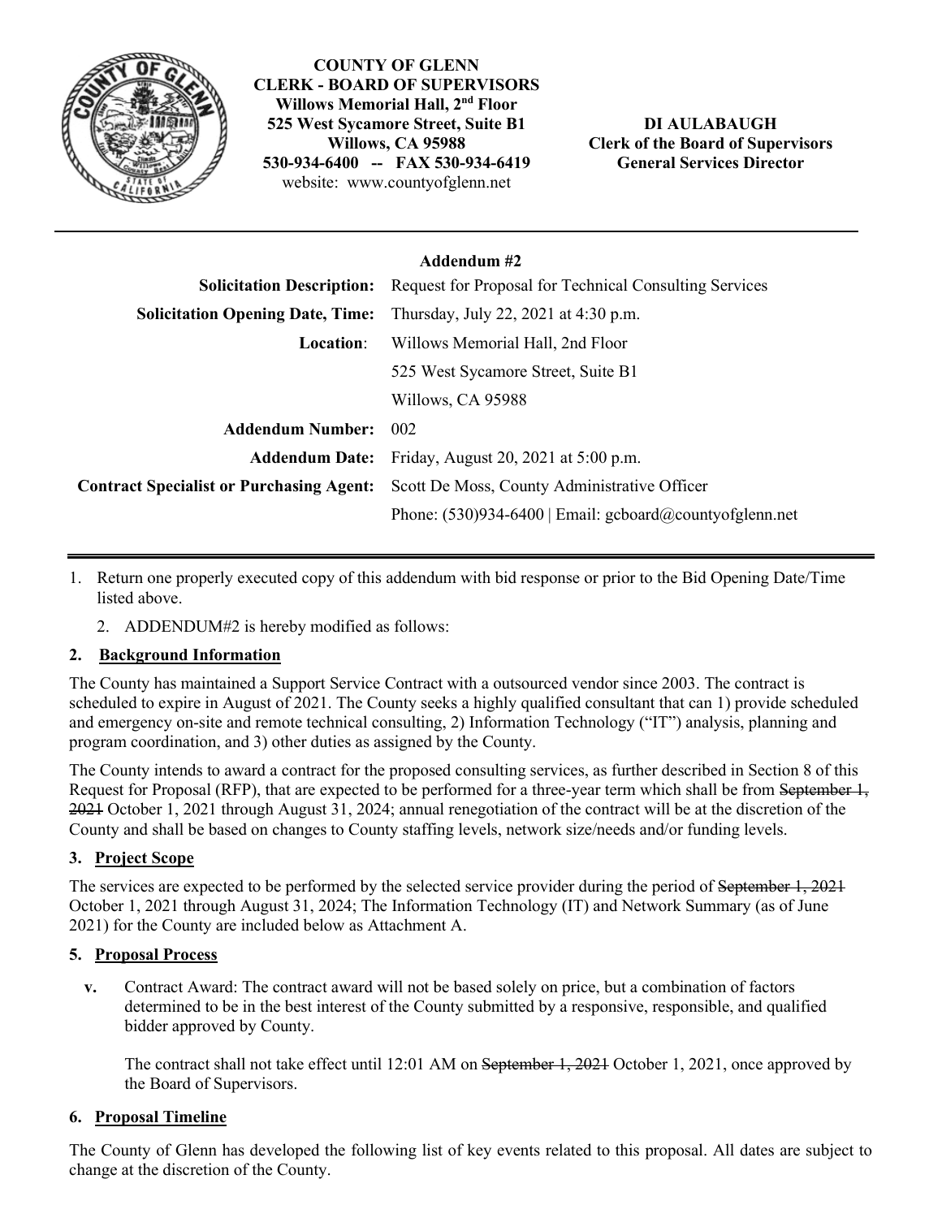**COUNTY OF GLENN**
**CLERK - BOARD OF SUPERVISORS**
**Willows Memorial Hall, 2nd Floor**
**525 West Sycamore Street, Suite B1**
**Willows, CA 95988**
**530-934-6400 -- FAX 530-934-6419**
website: www.countyofglenn.net

**DI AULABAUGH**
**Clerk of the Board of Supervisors**
**General Services Director**

---

**Addendum #2**

| | |
|---|---|
| **Solicitation Description:** | Request for Proposal for Technical Consulting Services |
| **Solicitation Opening Date, Time:** | Thursday, July 22, 2021 at 4:30 p.m. |
| **Location**: | Willows Memorial Hall, 2nd Floor<br>525 West Sycamore Street, Suite B1<br>Willows, CA 95988 |
| **Addendum Number:** | 002 |
| **Addendum Date:** | Friday, August 20, 2021 at 5:00 p.m. |
| **Contract Specialist or Purchasing Agent:** | Scott De Moss, County Administrative Officer<br>Phone: (530)934-6400 \| Email: gcboard@countyofglenn.net |

---

1. Return one properly executed copy of this addendum with bid response or prior to the Bid Opening Date/Time listed above.
   2. ADDENDUM#2 is hereby modified as follows:

## 2. Background Information

The County has maintained a Support Service Contract with a outsourced vendor since 2003. The contract is scheduled to expire in August of 2021. The County seeks a highly qualified consultant that can 1) provide scheduled and emergency on-site and remote technical consulting, 2) Information Technology ("IT") analysis, planning and program coordination, and 3) other duties as assigned by the County.

The County intends to award a contract for the proposed consulting services, as further described in Section 8 of this Request for Proposal (RFP), that are expected to be performed for a three-year term which shall be from ~~September 1, 2021~~ October 1, 2021 through August 31, 2024; annual renegotiation of the contract will be at the discretion of the County and shall be based on changes to County staffing levels, network size/needs and/or funding levels.

## 3. Project Scope

The services are expected to be performed by the selected service provider during the period of ~~September 1, 2021~~ October 1, 2021 through August 31, 2024; The Information Technology (IT) and Network Summary (as of June 2021) for the County are included below as Attachment A.

## 5. Proposal Process

**v.** Contract Award: The contract award will not be based solely on price, but a combination of factors determined to be in the best interest of the County submitted by a responsive, responsible, and qualified bidder approved by County.

The contract shall not take effect until 12:01 AM on ~~September 1, 2021~~ October 1, 2021, once approved by the Board of Supervisors.

## 6. Proposal Timeline

The County of Glenn has developed the following list of key events related to this proposal. All dates are subject to change at the discretion of the County.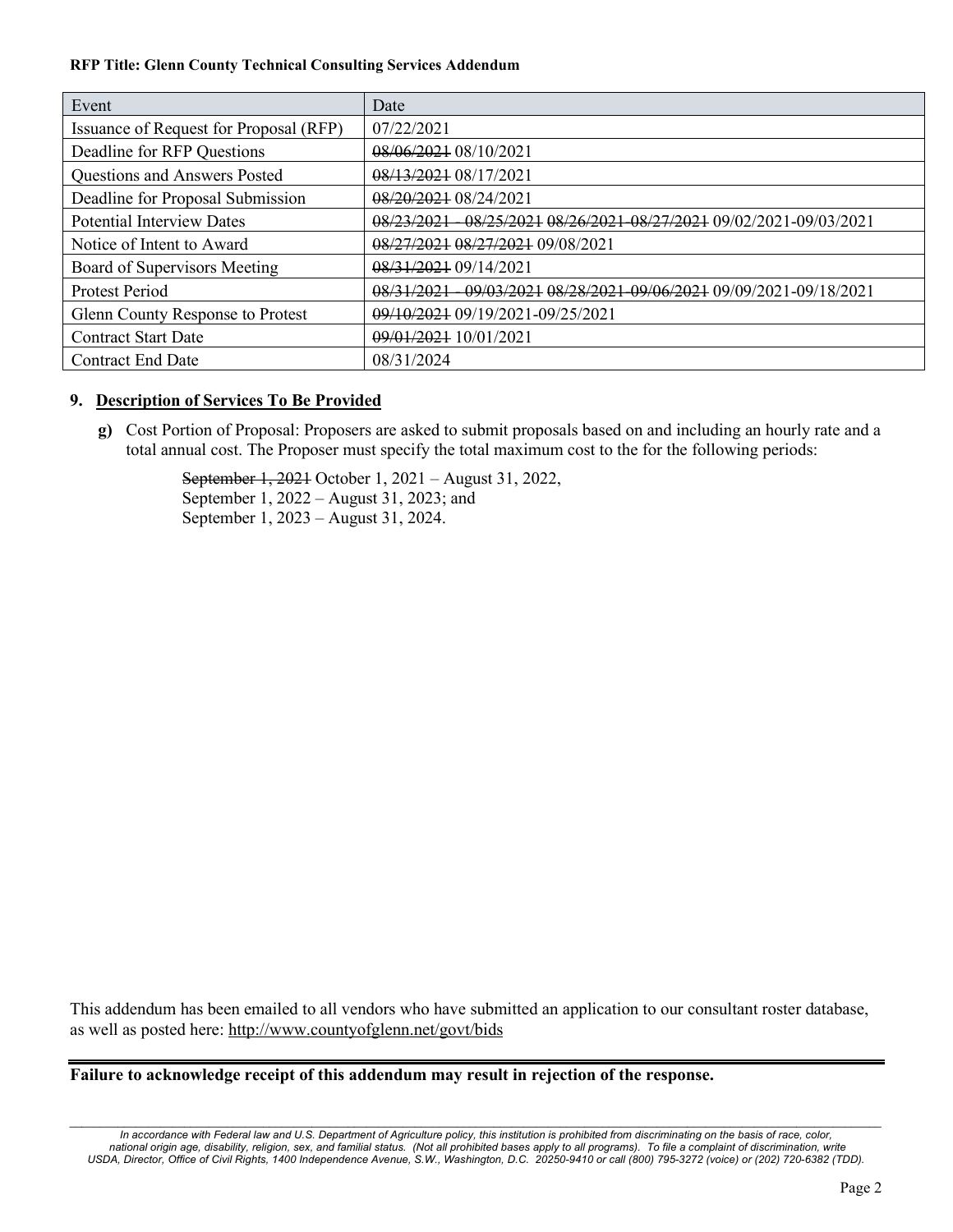**RFP Title: Glenn County Technical Consulting Services Addendum**

| Event | Date |
|---|---|
| Issuance of Request for Proposal (RFP) | 07/22/2021 |
| Deadline for RFP Questions | ~~08/06/2021~~ 08/10/2021 |
| Questions and Answers Posted | ~~08/13/2021~~ 08/17/2021 |
| Deadline for Proposal Submission | ~~08/20/2021~~ 08/24/2021 |
| Potential Interview Dates | ~~08/23/2021 - 08/25/2021~~ ~~08/26/2021-08/27/2021~~ 09/02/2021-09/03/2021 |
| Notice of Intent to Award | ~~08/27/2021~~ ~~08/27/2021~~ 09/08/2021 |
| Board of Supervisors Meeting | ~~08/31/2021~~ 09/14/2021 |
| Protest Period | ~~08/31/2021 - 09/03/2021~~ ~~08/28/2021-09/06/2021~~ 09/09/2021-09/18/2021 |
| Glenn County Response to Protest | ~~09/10/2021~~ 09/19/2021-09/25/2021 |
| Contract Start Date | ~~09/01/2021~~ 10/01/2021 |
| Contract End Date | 08/31/2024 |

**9. <u>Description of Services To Be Provided</u>**

**g)** Cost Portion of Proposal: Proposers are asked to submit proposals based on and including an hourly rate and a total annual cost. The Proposer must specify the total maximum cost to the for the following periods:

~~September 1, 2021~~ October 1, 2021 – August 31, 2022,
September 1, 2022 – August 31, 2023; and
September 1, 2023 – August 31, 2024.

This addendum has been emailed to all vendors who have submitted an application to our consultant roster database, as well as posted here: http://www.countyofglenn.net/govt/bids

**Failure to acknowledge receipt of this addendum may result in rejection of the response.**

*In accordance with Federal law and U.S. Department of Agriculture policy, this institution is prohibited from discriminating on the basis of race, color, national origin age, disability, religion, sex, and familial status. (Not all prohibited bases apply to all programs). To file a complaint of discrimination, write USDA, Director, Office of Civil Rights, 1400 Independence Avenue, S.W., Washington, D.C. 20250-9410 or call (800) 795-3272 (voice) or (202) 720-6382 (TDD).*